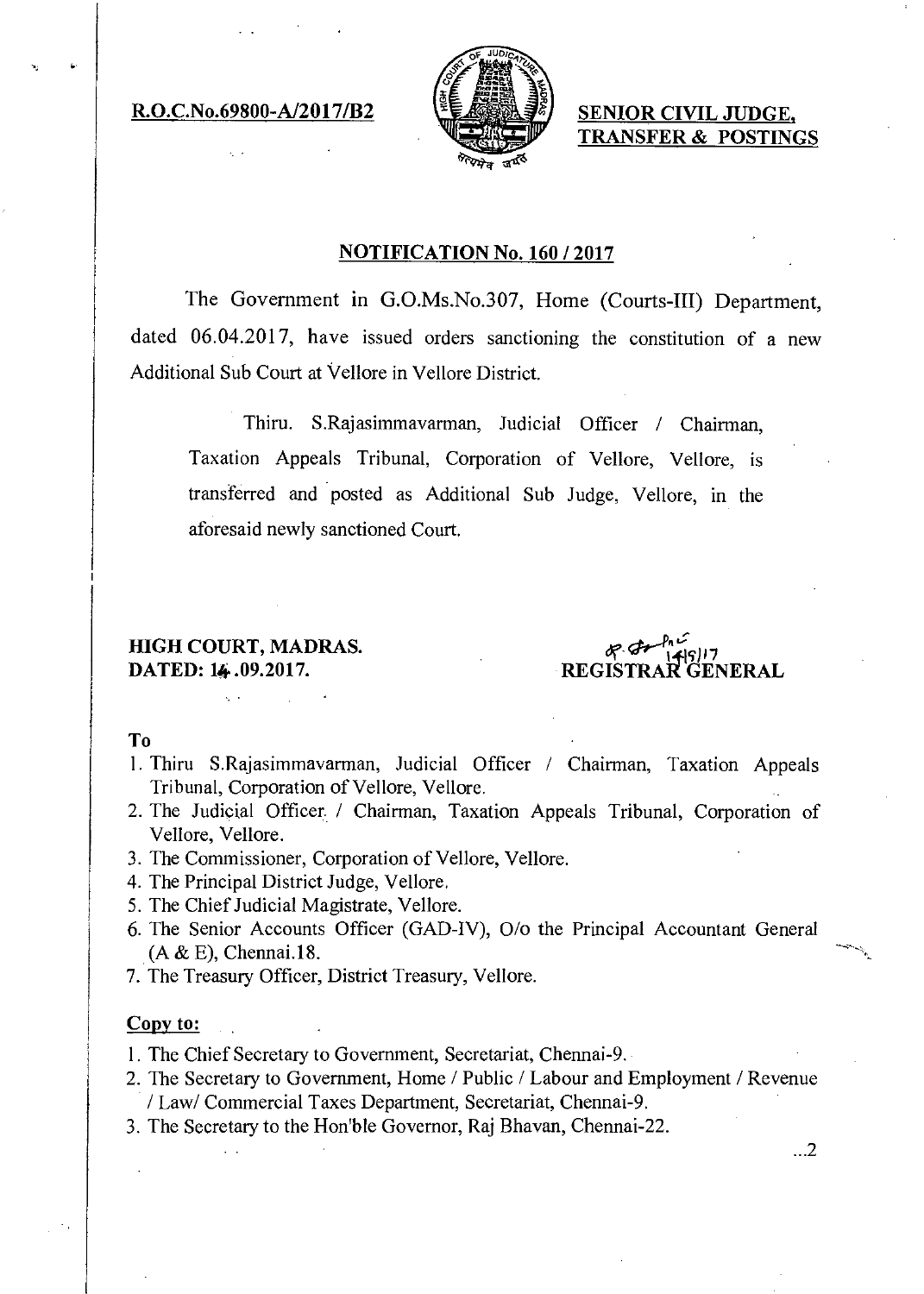**R.O.C.No.69800-A/2017/B2**

**SENIOR CIVIL JUDGE, TRANSFER & POSTINGS**

## NOTIFICATION No. 160 / 2017

The Government in G.O.Ms.No.307, Home (Courts-III) Department, dated 06.04.2017, have issued orders sanctioning the constitution of a new Additional Sub Court at Vellore in Vellore District.

Thiru. S.Rajasimmavarman, Judicial Officer / Chairman, Taxation Appeals Tribunal, Corporation of Vellore, Vellore, is transferred and posted as Additional Sub Judge, Vellore, in the aforesaid newly sanctioned Court.

**HIGH COURT, MADRAS.**
**DATED: 14.09.2017.**

14/9/17
**REGISTRAR GENERAL**

**To**

1. Thiru S.Rajasimmavarman, Judicial Officer / Chairman, Taxation Appeals Tribunal, Corporation of Vellore, Vellore.
2. The Judicial Officer / Chairman, Taxation Appeals Tribunal, Corporation of Vellore, Vellore.
3. The Commissioner, Corporation of Vellore, Vellore.
4. The Principal District Judge, Vellore.
5. The Chief Judicial Magistrate, Vellore.
6. The Senior Accounts Officer (GAD-IV), O/o the Principal Accountant General (A & E), Chennai.18.
7. The Treasury Officer, District Treasury, Vellore.

**Copy to:**

1. The Chief Secretary to Government, Secretariat, Chennai-9.
2. The Secretary to Government, Home / Public / Labour and Employment / Revenue / Law/ Commercial Taxes Department, Secretariat, Chennai-9.
3. The Secretary to the Hon'ble Governor, Raj Bhavan, Chennai-22.

...2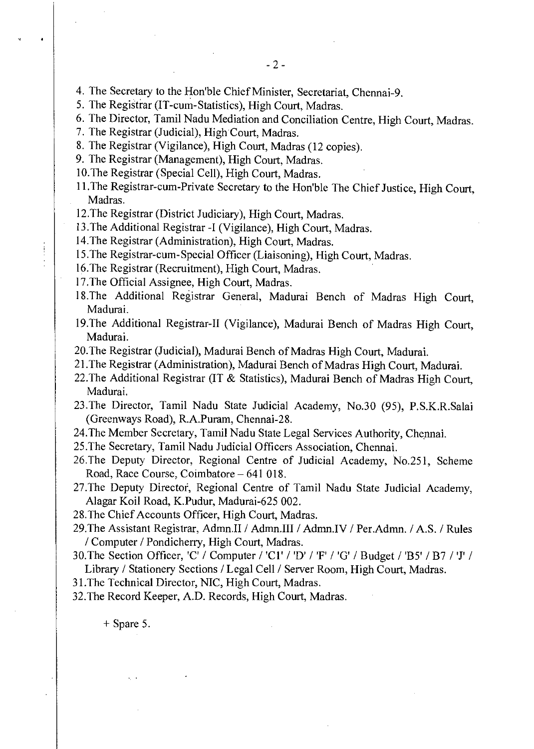4. The Secretary to the Hon'ble Chief Minister, Secretariat, Chennai-9.
5. The Registrar (IT-cum-Statistics), High Court, Madras.
6. The Director, Tamil Nadu Mediation and Conciliation Centre, High Court, Madras.
7. The Registrar (Judicial), High Court, Madras.
8. The Registrar (Vigilance), High Court, Madras (12 copies).
9. The Registrar (Management), High Court, Madras.
10. The Registrar (Special Cell), High Court, Madras.
11. The Registrar-cum-Private Secretary to the Hon'ble The Chief Justice, High Court, Madras.
12. The Registrar (District Judiciary), High Court, Madras.
13. The Additional Registrar -I (Vigilance), High Court, Madras.
14. The Registrar (Administration), High Court, Madras.
15. The Registrar-cum-Special Officer (Liaisoning), High Court, Madras.
16. The Registrar (Recruitment), High Court, Madras.
17. The Official Assignee, High Court, Madras.
18. The Additional Registrar General, Madurai Bench of Madras High Court, Madurai.
19. The Additional Registrar-II (Vigilance), Madurai Bench of Madras High Court, Madurai.
20. The Registrar (Judicial), Madurai Bench of Madras High Court, Madurai.
21. The Registrar (Administration), Madurai Bench of Madras High Court, Madurai.
22. The Additional Registrar (IT & Statistics), Madurai Bench of Madras High Court, Madurai.
23. The Director, Tamil Nadu State Judicial Academy, No.30 (95), P.S.K.R.Salai (Greenways Road), R.A.Puram, Chennai-28.
24. The Member Secretary, Tamil Nadu State Legal Services Authority, Chennai.
25. The Secretary, Tamil Nadu Judicial Officers Association, Chennai.
26. The Deputy Director, Regional Centre of Judicial Academy, No.251, Scheme Road, Race Course, Coimbatore – 641 018.
27. The Deputy Director, Regional Centre of Tamil Nadu State Judicial Academy, Alagar Koil Road, K.Pudur, Madurai-625 002.
28. The Chief Accounts Officer, High Court, Madras.
29. The Assistant Registrar, Admn.II / Admn.III / Admn.IV / Per.Admn. / A.S. / Rules / Computer / Pondicherry, High Court, Madras.
30. The Section Officer, 'C' / Computer / 'C1' / 'D' / 'F' / 'G' / Budget / 'B5' / B7 / 'J' / Library / Stationery Sections / Legal Cell / Server Room, High Court, Madras.
31. The Technical Director, NIC, High Court, Madras.
32. The Record Keeper, A.D. Records, High Court, Madras.

+ Spare 5.